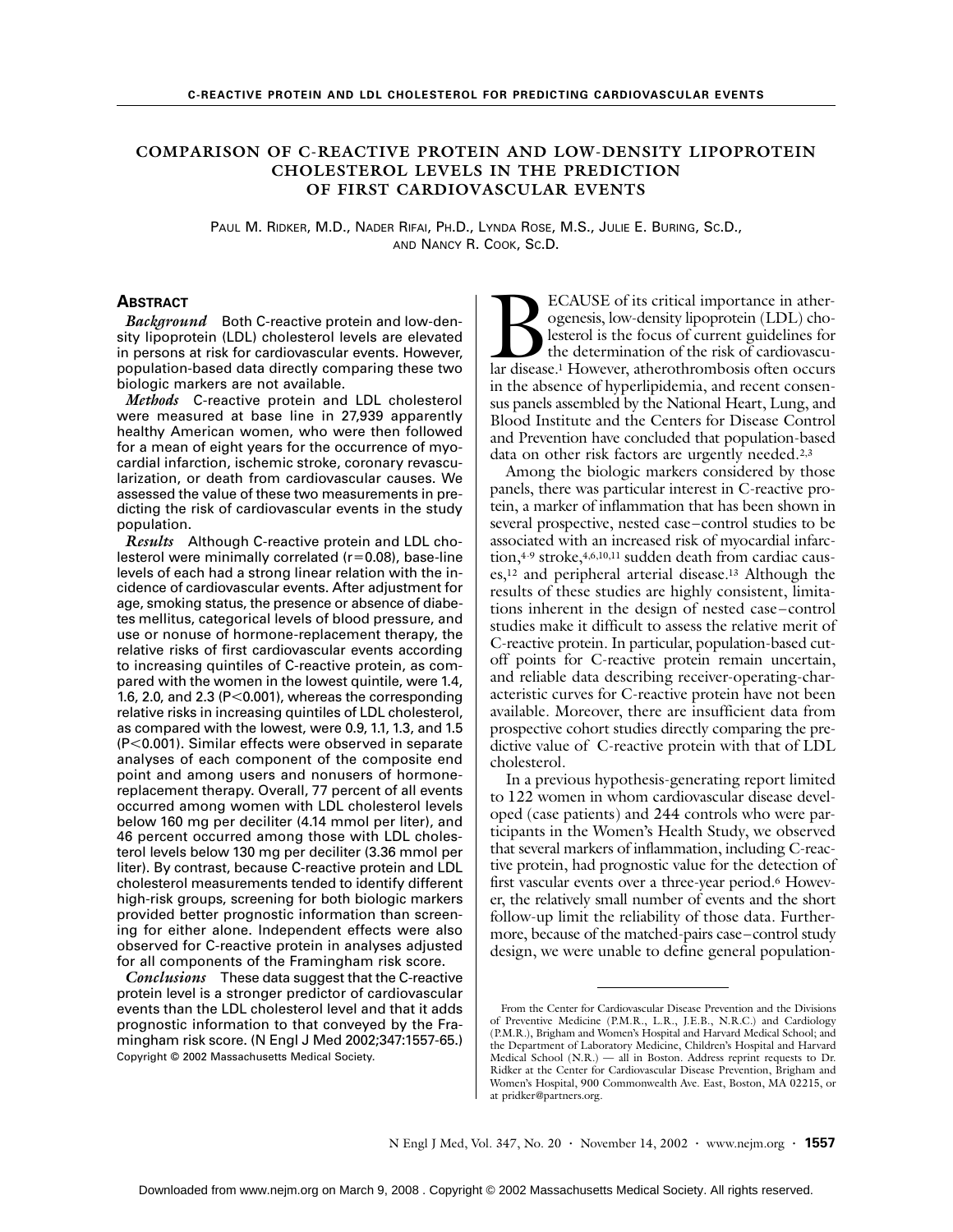# COMPARISON OF C-REACTIVE PROTEIN AND LOW-DENSITY LIPOPROTEIN CHOLESTEROL LEVELS IN THE PREDICTION OF FIRST CARDIOVASCULAR EVENTS

PAUL M. RIDKER, M.D., NADER RIFAI, PH.D., LYNDA ROSE, M.S., JULIE E. BURING, SC.D., AND NANCY R. COOK, SC.D.

## ABSTRACT

***Background*** Both C-reactive protein and low-density lipoprotein (LDL) cholesterol levels are elevated in persons at risk for cardiovascular events. However, population-based data directly comparing these two biologic markers are not available.

***Methods*** C-reactive protein and LDL cholesterol were measured at base line in 27,939 apparently healthy American women, who were then followed for a mean of eight years for the occurrence of myocardial infarction, ischemic stroke, coronary revascularization, or death from cardiovascular causes. We assessed the value of these two measurements in predicting the risk of cardiovascular events in the study population.

***Results*** Although C-reactive protein and LDL cholesterol were minimally correlated ($r=0.08$), base-line levels of each had a strong linear relation with the incidence of cardiovascular events. After adjustment for age, smoking status, the presence or absence of diabetes mellitus, categorical levels of blood pressure, and use or nonuse of hormone-replacement therapy, the relative risks of first cardiovascular events according to increasing quintiles of C-reactive protein, as compared with the women in the lowest quintile, were 1.4, 1.6, 2.0, and 2.3 ($P<0.001$), whereas the corresponding relative risks in increasing quintiles of LDL cholesterol, as compared with the lowest, were 0.9, 1.1, 1.3, and 1.5 ($P<0.001$). Similar effects were observed in separate analyses of each component of the composite end point and among users and nonusers of hormone-replacement therapy. Overall, 77 percent of all events occurred among women with LDL cholesterol levels below 160 mg per deciliter (4.14 mmol per liter), and 46 percent occurred among those with LDL cholesterol levels below 130 mg per deciliter (3.36 mmol per liter). By contrast, because C-reactive protein and LDL cholesterol measurements tended to identify different high-risk groups, screening for both biologic markers provided better prognostic information than screening for either alone. Independent effects were also observed for C-reactive protein in analyses adjusted for all components of the Framingham risk score.

***Conclusions*** These data suggest that the C-reactive protein level is a stronger predictor of cardiovascular events than the LDL cholesterol level and that it adds prognostic information to that conveyed by the Framingham risk score. (N Engl J Med 2002;347:1557-65.)

Copyright © 2002 Massachusetts Medical Society.

BECAUSE of its critical importance in atherogenesis, low-density lipoprotein (LDL) cholesterol is the focus of current guidelines for the determination of the risk of cardiovascular disease.[1] However, atherothrombosis often occurs in the absence of hyperlipidemia, and recent consensus panels assembled by the National Heart, Lung, and Blood Institute and the Centers for Disease Control and Prevention have concluded that population-based data on other risk factors are urgently needed.[2,3]

Among the biologic markers considered by those panels, there was particular interest in C-reactive protein, a marker of inflammation that has been shown in several prospective, nested case–control studies to be associated with an increased risk of myocardial infarction,[4-9] stroke,[4,6,10,11] sudden death from cardiac causes,[12] and peripheral arterial disease.[13] Although the results of these studies are highly consistent, limitations inherent in the design of nested case–control studies make it difficult to assess the relative merit of C-reactive protein. In particular, population-based cutoff points for C-reactive protein remain uncertain, and reliable data describing receiver-operating-characteristic curves for C-reactive protein have not been available. Moreover, there are insufficient data from prospective cohort studies directly comparing the predictive value of C-reactive protein with that of LDL cholesterol.

In a previous hypothesis-generating report limited to 122 women in whom cardiovascular disease developed (case patients) and 244 controls who were participants in the Women's Health Study, we observed that several markers of inflammation, including C-reactive protein, had prognostic value for the detection of first vascular events over a three-year period.[6] However, the relatively small number of events and the short follow-up limit the reliability of those data. Furthermore, because of the matched-pairs case–control study design, we were unable to define general population-

From the Center for Cardiovascular Disease Prevention and the Divisions of Preventive Medicine (P.M.R., L.R., J.E.B., N.R.C.) and Cardiology (P.M.R.), Brigham and Women's Hospital and Harvard Medical School; and the Department of Laboratory Medicine, Children's Hospital and Harvard Medical School (N.R.) — all in Boston. Address reprint requests to Dr. Ridker at the Center for Cardiovascular Disease Prevention, Brigham and Women's Hospital, 900 Commonwealth Ave. East, Boston, MA 02215, or at pridker@partners.org.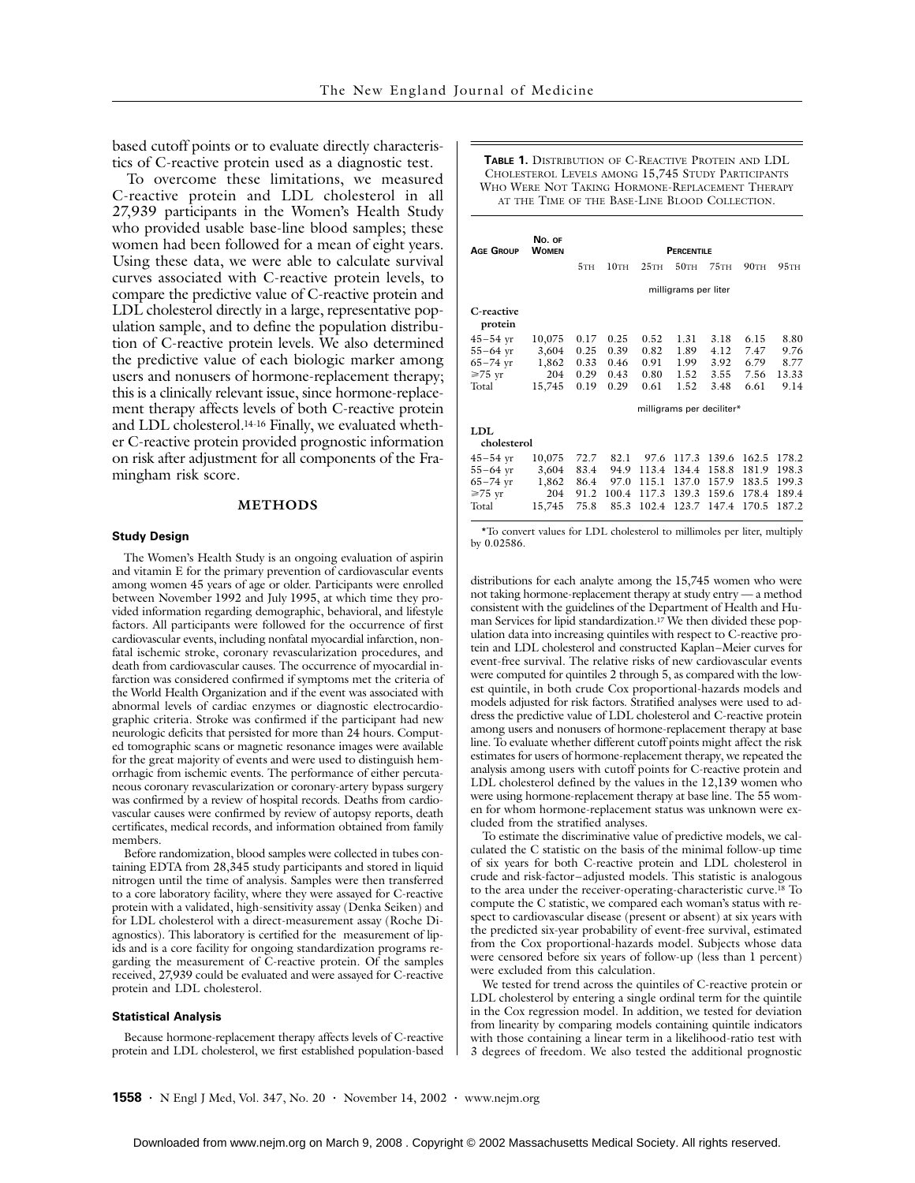based cutoff points or to evaluate directly characteristics of C-reactive protein used as a diagnostic test.

To overcome these limitations, we measured C-reactive protein and LDL cholesterol in all 27,939 participants in the Women's Health Study who provided usable base-line blood samples; these women had been followed for a mean of eight years. Using these data, we were able to calculate survival curves associated with C-reactive protein levels, to compare the predictive value of C-reactive protein and LDL cholesterol directly in a large, representative population sample, and to define the population distribution of C-reactive protein levels. We also determined the predictive value of each biologic marker among users and nonusers of hormone-replacement therapy; this is a clinically relevant issue, since hormone-replacement therapy affects levels of both C-reactive protein and LDL cholesterol.[14-16] Finally, we evaluated whether C-reactive protein provided prognostic information on risk after adjustment for all components of the Framingham risk score.

## METHODS

### Study Design

The Women's Health Study is an ongoing evaluation of aspirin and vitamin E for the primary prevention of cardiovascular events among women 45 years of age or older. Participants were enrolled between November 1992 and July 1995, at which time they provided information regarding demographic, behavioral, and lifestyle factors. All participants were followed for the occurrence of first cardiovascular events, including nonfatal myocardial infarction, nonfatal ischemic stroke, coronary revascularization procedures, and death from cardiovascular causes. The occurrence of myocardial infarction was considered confirmed if symptoms met the criteria of the World Health Organization and if the event was associated with abnormal levels of cardiac enzymes or diagnostic electrocardiographic criteria. Stroke was confirmed if the participant had new neurologic deficits that persisted for more than 24 hours. Computed tomographic scans or magnetic resonance images were available for the great majority of events and were used to distinguish hemorrhagic from ischemic events. The performance of either percutaneous coronary revascularization or coronary-artery bypass surgery was confirmed by a review of hospital records. Deaths from cardiovascular causes were confirmed by review of autopsy reports, death certificates, medical records, and information obtained from family members.

Before randomization, blood samples were collected in tubes containing EDTA from 28,345 study participants and stored in liquid nitrogen until the time of analysis. Samples were then transferred to a core laboratory facility, where they were assayed for C-reactive protein with a validated, high-sensitivity assay (Denka Seiken) and for LDL cholesterol with a direct-measurement assay (Roche Diagnostics). This laboratory is certified for the measurement of lipids and is a core facility for ongoing standardization programs regarding the measurement of C-reactive protein. Of the samples received, 27,939 could be evaluated and were assayed for C-reactive protein and LDL cholesterol.

### Statistical Analysis

Because hormone-replacement therapy affects levels of C-reactive protein and LDL cholesterol, we first established population-based distributions for each analyte among the 15,745 women who were not taking hormone-replacement therapy at study entry — a method consistent with the guidelines of the Department of Health and Human Services for lipid standardization.[17] We then divided these population data into increasing quintiles with respect to C-reactive protein and LDL cholesterol and constructed Kaplan–Meier curves for event-free survival. The relative risks of new cardiovascular events were computed for quintiles 2 through 5, as compared with the lowest quintile, in both crude Cox proportional-hazards models and models adjusted for risk factors. Stratified analyses were used to address the predictive value of LDL cholesterol and C-reactive protein among users and nonusers of hormone-replacement therapy at base line. To evaluate whether different cutoff points might affect the risk estimates for users of hormone-replacement therapy, we repeated the analysis among users with cutoff points for C-reactive protein and LDL cholesterol defined by the values in the 12,139 women who were using hormone-replacement therapy at base line. The 55 women for whom hormone-replacement status was unknown were excluded from the stratified analyses.

To estimate the discriminative value of predictive models, we calculated the C statistic on the basis of the minimal follow-up time of six years for both C-reactive protein and LDL cholesterol in crude and risk-factor–adjusted models. This statistic is analogous to the area under the receiver-operating-characteristic curve.[18] To compute the C statistic, we compared each woman's status with respect to cardiovascular disease (present or absent) at six years with the predicted six-year probability of event-free survival, estimated from the Cox proportional-hazards model. Subjects whose data were censored before six years of follow-up (less than 1 percent) were excluded from this calculation.

We tested for trend across the quintiles of C-reactive protein or LDL cholesterol by entering a single ordinal term for the quintile in the Cox regression model. In addition, we tested for deviation from linearity by comparing models containing quintile indicators with those containing a linear term in a likelihood-ratio test with 3 degrees of freedom. We also tested the additional prognostic

**TABLE 1.** Distribution of C-Reactive Protein and LDL Cholesterol Levels among 15,745 Study Participants Who Were Not Taking Hormone-Replacement Therapy at the Time of the Base-Line Blood Collection.

| Age Group | No. of Women | Percentile | | | | | | |
|---|---|---|---|---|---|---|---|---|
| | | 5th | 10th | 25th | 50th | 75th | 90th | 95th |
| | | milligrams per liter | | | | | | |
| **C-reactive protein** | | | | | | | | |
| 45–54 yr | 10,075 | 0.17 | 0.25 | 0.52 | 1.31 | 3.18 | 6.15 | 8.80 |
| 55–64 yr | 3,604 | 0.25 | 0.39 | 0.82 | 1.89 | 4.12 | 7.47 | 9.76 |
| 65–74 yr | 1,862 | 0.33 | 0.46 | 0.91 | 1.99 | 3.92 | 6.79 | 8.77 |
| ≥75 yr | 204 | 0.29 | 0.43 | 0.80 | 1.52 | 3.55 | 7.56 | 13.33 |
| Total | 15,745 | 0.19 | 0.29 | 0.61 | 1.52 | 3.48 | 6.61 | 9.14 |
| | | milligrams per deciliter* | | | | | | |
| **LDL cholesterol** | | | | | | | | |
| 45–54 yr | 10,075 | 72.7 | 82.1 | 97.6 | 117.3 | 139.6 | 162.5 | 178.2 |
| 55–64 yr | 3,604 | 83.4 | 94.9 | 113.4 | 134.4 | 158.8 | 181.9 | 198.3 |
| 65–74 yr | 1,862 | 86.4 | 97.0 | 115.1 | 137.0 | 157.9 | 183.5 | 199.3 |
| ≥75 yr | 204 | 91.2 | 100.4 | 117.3 | 139.3 | 159.6 | 178.4 | 189.4 |
| Total | 15,745 | 75.8 | 85.3 | 102.4 | 123.7 | 147.4 | 170.5 | 187.2 |

*To convert values for LDL cholesterol to millimoles per liter, multiply by 0.02586.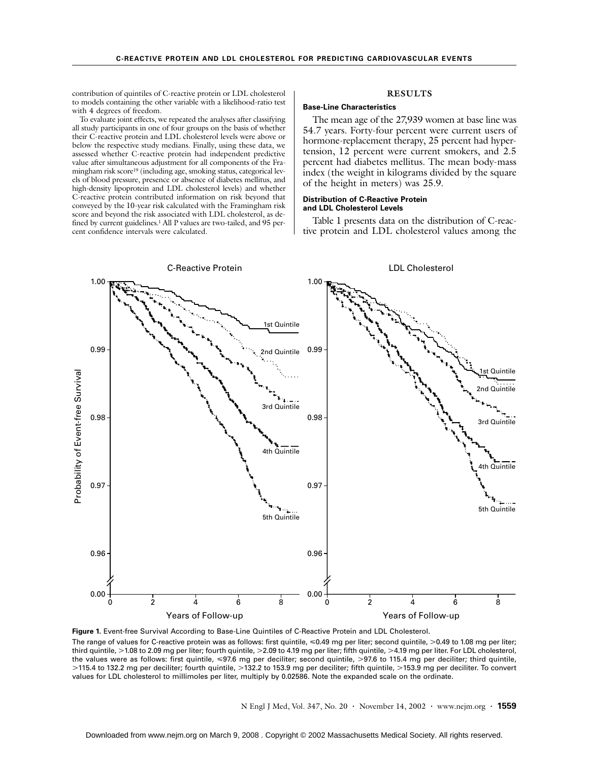contribution of quintiles of C-reactive protein or LDL cholesterol to models containing the other variable with a likelihood-ratio test with 4 degrees of freedom.

To evaluate joint effects, we repeated the analyses after classifying all study participants in one of four groups on the basis of whether their C-reactive protein and LDL cholesterol levels were above or below the respective study medians. Finally, using these data, we assessed whether C-reactive protein had independent predictive value after simultaneous adjustment for all components of the Framingham risk score[19] (including age, smoking status, categorical levels of blood pressure, presence or absence of diabetes mellitus, and high-density lipoprotein and LDL cholesterol levels) and whether C-reactive protein contributed information on risk beyond that conveyed by the 10-year risk calculated with the Framingham risk score and beyond the risk associated with LDL cholesterol, as defined by current guidelines.[1] All P values are two-tailed, and 95 percent confidence intervals were calculated.

## RESULTS

### Base-Line Characteristics

The mean age of the 27,939 women at base line was 54.7 years. Forty-four percent were current users of hormone-replacement therapy, 25 percent had hypertension, 12 percent were current smokers, and 2.5 percent had diabetes mellitus. The mean body-mass index (the weight in kilograms divided by the square of the height in meters) was 25.9.

### Distribution of C-Reactive Protein and LDL Cholesterol Levels

Table 1 presents data on the distribution of C-reactive protein and LDL cholesterol values among the

**Figure 1.** Event-free Survival According to Base-Line Quintiles of C-Reactive Protein and LDL Cholesterol.

The range of values for C-reactive protein was as follows: first quintile, ≤0.49 mg per liter; second quintile, >0.49 to 1.08 mg per liter; third quintile, >1.08 to 2.09 mg per liter; fourth quintile, >2.09 to 4.19 mg per liter; fifth quintile, >4.19 mg per liter. For LDL cholesterol, the values were as follows: first quintile, ≤97.6 mg per deciliter; second quintile, >97.6 to 115.4 mg per deciliter; third quintile, >115.4 to 132.2 mg per deciliter; fourth quintile, >132.2 to 153.9 mg per deciliter; fifth quintile, >153.9 mg per deciliter. To convert values for LDL cholesterol to millimoles per liter, multiply by 0.02586. Note the expanded scale on the ordinate.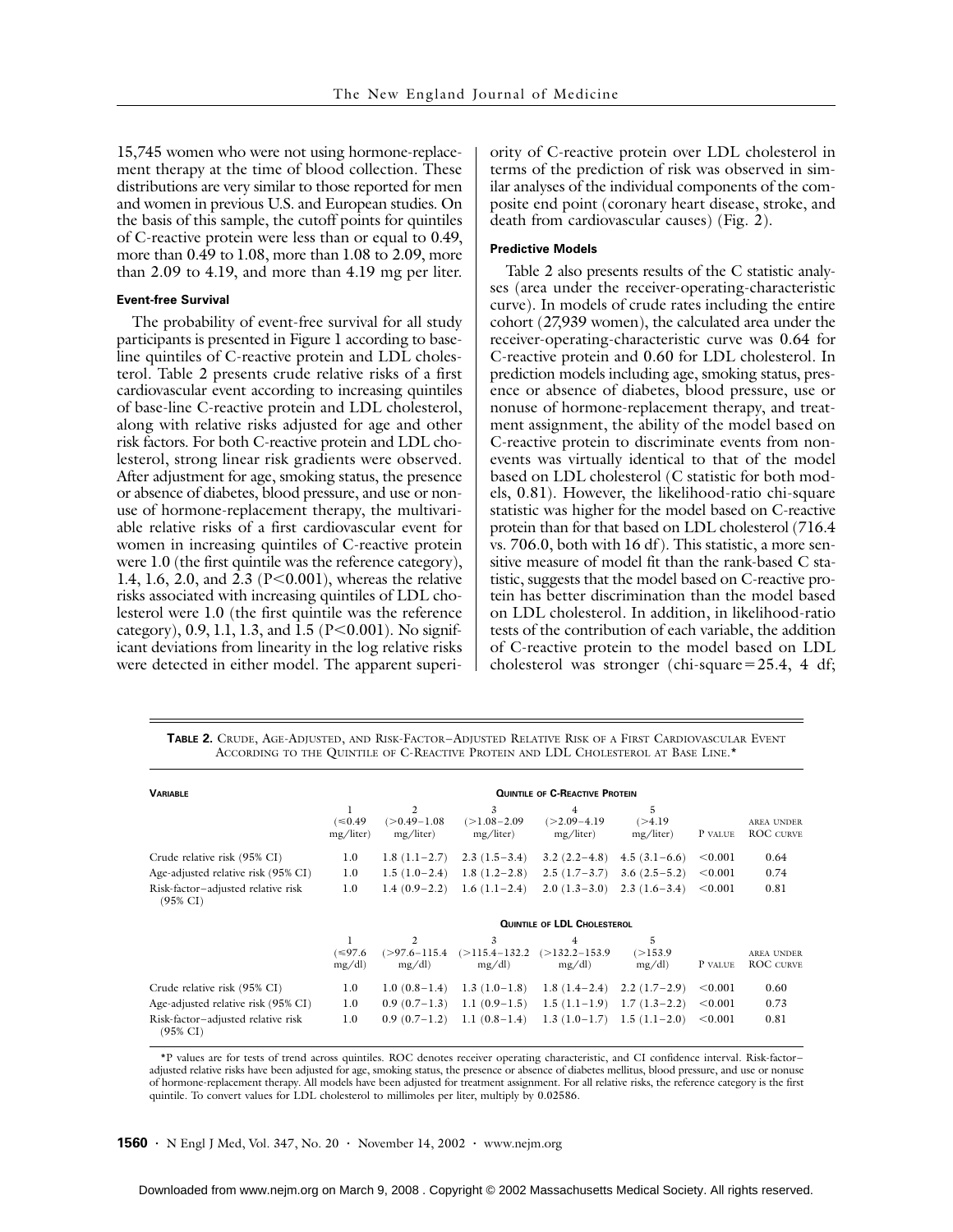15,745 women who were not using hormone-replacement therapy at the time of blood collection. These distributions are very similar to those reported for men and women in previous U.S. and European studies. On the basis of this sample, the cutoff points for quintiles of C-reactive protein were less than or equal to 0.49, more than 0.49 to 1.08, more than 1.08 to 2.09, more than 2.09 to 4.19, and more than 4.19 mg per liter.

#### Event-free Survival

The probability of event-free survival for all study participants is presented in Figure 1 according to base-line quintiles of C-reactive protein and LDL cholesterol. Table 2 presents crude relative risks of a first cardiovascular event according to increasing quintiles of base-line C-reactive protein and LDL cholesterol, along with relative risks adjusted for age and other risk factors. For both C-reactive protein and LDL cholesterol, strong linear risk gradients were observed. After adjustment for age, smoking status, the presence or absence of diabetes, blood pressure, and use or nonuse of hormone-replacement therapy, the multivariable relative risks of a first cardiovascular event for women in increasing quintiles of C-reactive protein were 1.0 (the first quintile was the reference category), 1.4, 1.6, 2.0, and 2.3 ($P<0.001$), whereas the relative risks associated with increasing quintiles of LDL cholesterol were 1.0 (the first quintile was the reference category), 0.9, 1.1, 1.3, and 1.5 ($P<0.001$). No significant deviations from linearity in the log relative risks were detected in either model. The apparent superiority of C-reactive protein over LDL cholesterol in terms of the prediction of risk was observed in similar analyses of the individual components of the composite end point (coronary heart disease, stroke, and death from cardiovascular causes) (Fig. 2).

#### Predictive Models

Table 2 also presents results of the C statistic analyses (area under the receiver-operating-characteristic curve). In models of crude rates including the entire cohort (27,939 women), the calculated area under the receiver-operating-characteristic curve was 0.64 for C-reactive protein and 0.60 for LDL cholesterol. In prediction models including age, smoking status, presence or absence of diabetes, blood pressure, use or nonuse of hormone-replacement therapy, and treatment assignment, the ability of the model based on C-reactive protein to discriminate events from nonevents was virtually identical to that of the model based on LDL cholesterol (C statistic for both models, 0.81). However, the likelihood-ratio chi-square statistic was higher for the model based on C-reactive protein than for that based on LDL cholesterol (716.4 vs. 706.0, both with 16 df). This statistic, a more sensitive measure of model fit than the rank-based C statistic, suggests that the model based on C-reactive protein has better discrimination than the model based on LDL cholesterol. In addition, in likelihood-ratio tests of the contribution of each variable, the addition of C-reactive protein to the model based on LDL cholesterol was stronger (chi-square=25.4, 4 df;

**TABLE 2.** Crude, Age-Adjusted, and Risk-Factor–Adjusted Relative Risk of a First Cardiovascular Event According to the Quintile of C-Reactive Protein and LDL Cholesterol at Base Line.*

| Variable | Quintile of C-Reactive Protein | | | | | | |
|---|---|---|---|---|---|---|---|
| | 1 (≤0.49 mg/liter) | 2 (>0.49–1.08 mg/liter) | 3 (>1.08–2.09 mg/liter) | 4 (>2.09–4.19 mg/liter) | 5 (>4.19 mg/liter) | P value | Area under ROC curve |
| Crude relative risk (95% CI) | 1.0 | 1.8 (1.1–2.7) | 2.3 (1.5–3.4) | 3.2 (2.2–4.8) | 4.5 (3.1–6.6) | <0.001 | 0.64 |
| Age-adjusted relative risk (95% CI) | 1.0 | 1.5 (1.0–2.4) | 1.8 (1.2–2.8) | 2.5 (1.7–3.7) | 3.6 (2.5–5.2) | <0.001 | 0.74 |
| Risk-factor–adjusted relative risk (95% CI) | 1.0 | 1.4 (0.9–2.2) | 1.6 (1.1–2.4) | 2.0 (1.3–3.0) | 2.3 (1.6–3.4) | <0.001 | 0.81 |
| | **Quintile of LDL Cholesterol** | | | | | | |
| | 1 (≤97.6 mg/dl) | 2 (>97.6–115.4 mg/dl) | 3 (>115.4–132.2 mg/dl) | 4 (>132.2–153.9 mg/dl) | 5 (>153.9 mg/dl) | P value | Area under ROC curve |
| Crude relative risk (95% CI) | 1.0 | 1.0 (0.8–1.4) | 1.3 (1.0–1.8) | 1.8 (1.4–2.4) | 2.2 (1.7–2.9) | <0.001 | 0.60 |
| Age-adjusted relative risk (95% CI) | 1.0 | 0.9 (0.7–1.3) | 1.1 (0.9–1.5) | 1.5 (1.1–1.9) | 1.7 (1.3–2.2) | <0.001 | 0.73 |
| Risk-factor–adjusted relative risk (95% CI) | 1.0 | 0.9 (0.7–1.2) | 1.1 (0.8–1.4) | 1.3 (1.0–1.7) | 1.5 (1.1–2.0) | <0.001 | 0.81 |

*P values are for tests of trend across quintiles. ROC denotes receiver operating characteristic, and CI confidence interval. Risk-factor–adjusted relative risks have been adjusted for age, smoking status, the presence or absence of diabetes mellitus, blood pressure, and use or nonuse of hormone-replacement therapy. All models have been adjusted for treatment assignment. For all relative risks, the reference category is the first quintile. To convert values for LDL cholesterol to millimoles per liter, multiply by 0.02586.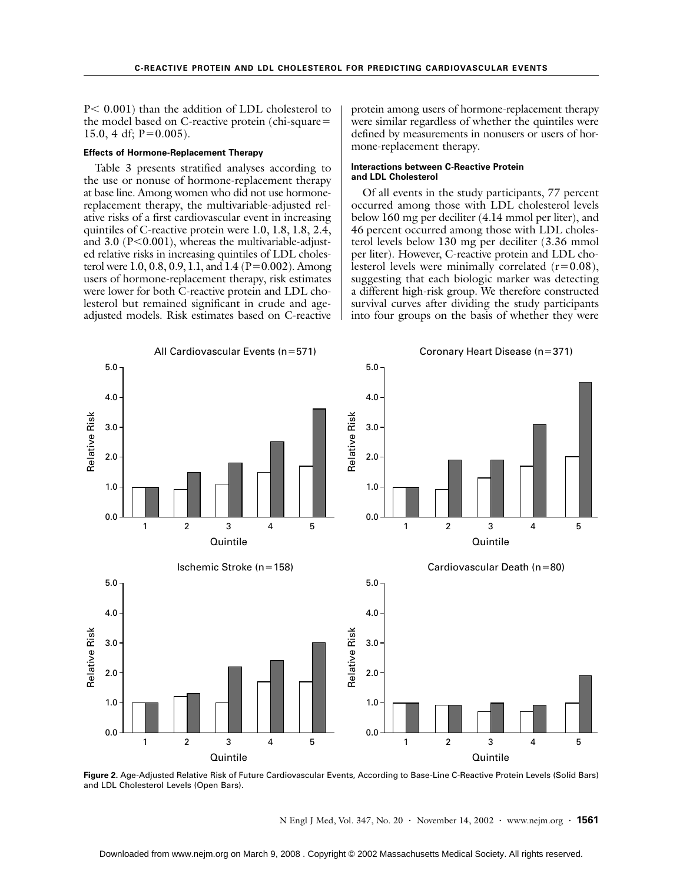P< 0.001) than the addition of LDL cholesterol to the model based on C-reactive protein (chi-square= 15.0, 4 df; P=0.005).

#### Effects of Hormone-Replacement Therapy

Table 3 presents stratified analyses according to the use or nonuse of hormone-replacement therapy at base line. Among women who did not use hormone-replacement therapy, the multivariable-adjusted relative risks of a first cardiovascular event in increasing quintiles of C-reactive protein were 1.0, 1.8, 1.8, 2.4, and 3.0 (P<0.001), whereas the multivariable-adjusted relative risks in increasing quintiles of LDL cholesterol were 1.0, 0.8, 0.9, 1.1, and 1.4 (P=0.002). Among users of hormone-replacement therapy, risk estimates were lower for both C-reactive protein and LDL cholesterol but remained significant in crude and age-adjusted models. Risk estimates based on C-reactive protein among users of hormone-replacement therapy were similar regardless of whether the quintiles were defined by measurements in nonusers or users of hormone-replacement therapy.

#### Interactions between C-Reactive Protein and LDL Cholesterol

Of all events in the study participants, 77 percent occurred among those with LDL cholesterol levels below 160 mg per deciliter (4.14 mmol per liter), and 46 percent occurred among those with LDL cholesterol levels below 130 mg per deciliter (3.36 mmol per liter). However, C-reactive protein and LDL cholesterol levels were minimally correlated (r=0.08), suggesting that each biologic marker was detecting a different high-risk group. We therefore constructed survival curves after dividing the study participants into four groups on the basis of whether they were

**Figure 2.** Age-Adjusted Relative Risk of Future Cardiovascular Events, According to Base-Line C-Reactive Protein Levels (Solid Bars) and LDL Cholesterol Levels (Open Bars).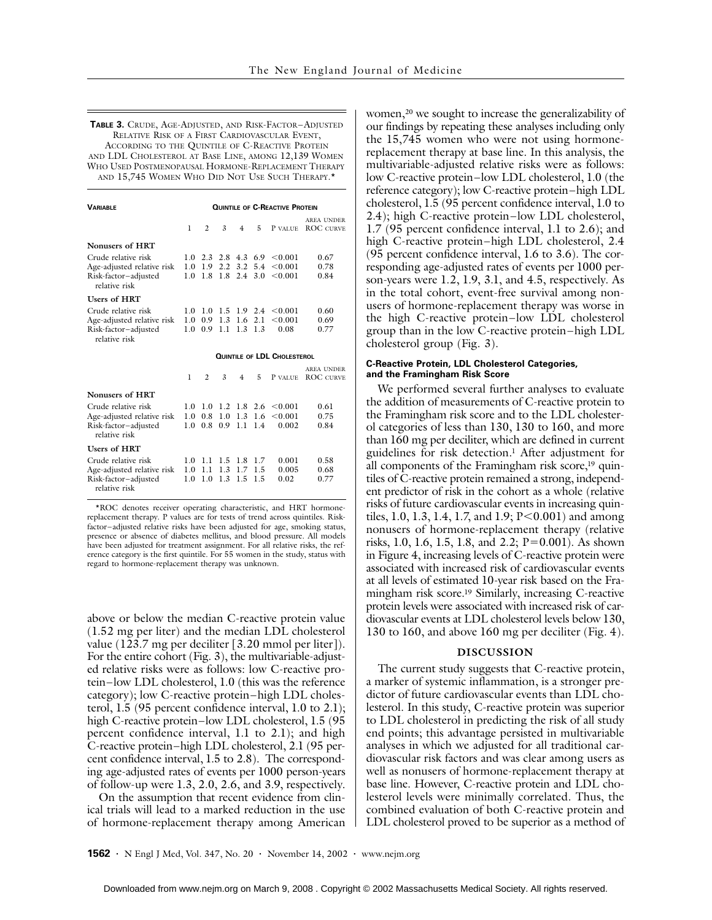**TABLE 3.** CRUDE, AGE-ADJUSTED, AND RISK-FACTOR–ADJUSTED RELATIVE RISK OF A FIRST CARDIOVASCULAR EVENT, ACCORDING TO THE QUINTILE OF C-REACTIVE PROTEIN AND LDL CHOLESTEROL AT BASE LINE, AMONG 12,139 WOMEN WHO USED POSTMENOPAUSAL HORMONE-REPLACEMENT THERAPY AND 15,745 WOMEN WHO DID NOT USE SUCH THERAPY.*

| VARIABLE | QUINTILE OF C-REACTIVE PROTEIN | | | | | | |
|---|---|---|---|---|---|---|---|
| | 1 | 2 | 3 | 4 | 5 | P VALUE | AREA UNDER ROC CURVE |
| **Nonusers of HRT** | | | | | | | |
| Crude relative risk | 1.0 | 2.3 | 2.8 | 4.3 | 6.9 | <0.001 | 0.67 |
| Age-adjusted relative risk | 1.0 | 1.9 | 2.2 | 3.2 | 5.4 | <0.001 | 0.78 |
| Risk-factor–adjusted relative risk | 1.0 | 1.8 | 1.8 | 2.4 | 3.0 | <0.001 | 0.84 |
| **Users of HRT** | | | | | | | |
| Crude relative risk | 1.0 | 1.0 | 1.5 | 1.9 | 2.4 | <0.001 | 0.60 |
| Age-adjusted relative risk | 1.0 | 0.9 | 1.3 | 1.6 | 2.1 | <0.001 | 0.69 |
| Risk-factor–adjusted relative risk | 1.0 | 0.9 | 1.1 | 1.3 | 1.3 | 0.08 | 0.77 |
| | QUINTILE OF LDL CHOLESTEROL | | | | | | |
| | 1 | 2 | 3 | 4 | 5 | P VALUE | AREA UNDER ROC CURVE |
| **Nonusers of HRT** | | | | | | | |
| Crude relative risk | 1.0 | 1.0 | 1.2 | 1.8 | 2.6 | <0.001 | 0.61 |
| Age-adjusted relative risk | 1.0 | 0.8 | 1.0 | 1.3 | 1.6 | <0.001 | 0.75 |
| Risk-factor–adjusted relative risk | 1.0 | 0.8 | 0.9 | 1.1 | 1.4 | 0.002 | 0.84 |
| **Users of HRT** | | | | | | | |
| Crude relative risk | 1.0 | 1.1 | 1.5 | 1.8 | 1.7 | 0.001 | 0.58 |
| Age-adjusted relative risk | 1.0 | 1.1 | 1.3 | 1.7 | 1.5 | 0.005 | 0.68 |
| Risk-factor–adjusted relative risk | 1.0 | 1.0 | 1.3 | 1.5 | 1.5 | 0.02 | 0.77 |

*ROC denotes receiver operating characteristic, and HRT hormone-replacement therapy. P values are for tests of trend across quintiles. Risk-factor–adjusted relative risks have been adjusted for age, smoking status, presence or absence of diabetes mellitus, and blood pressure. All models have been adjusted for treatment assignment. For all relative risks, the reference category is the first quintile. For 55 women in the study, status with regard to hormone-replacement therapy was unknown.

above or below the median C-reactive protein value (1.52 mg per liter) and the median LDL cholesterol value (123.7 mg per deciliter [3.20 mmol per liter]). For the entire cohort (Fig. 3), the multivariable-adjusted relative risks were as follows: low C-reactive protein–low LDL cholesterol, 1.0 (this was the reference category); low C-reactive protein–high LDL cholesterol, 1.5 (95 percent confidence interval, 1.0 to 2.1); high C-reactive protein–low LDL cholesterol, 1.5 (95 percent confidence interval, 1.1 to 2.1); and high C-reactive protein–high LDL cholesterol, 2.1 (95 percent confidence interval, 1.5 to 2.8). The corresponding age-adjusted rates of events per 1000 person-years of follow-up were 1.3, 2.0, 2.6, and 3.9, respectively.

On the assumption that recent evidence from clinical trials will lead to a marked reduction in the use of hormone-replacement therapy among American women,[20] we sought to increase the generalizability of our findings by repeating these analyses including only the 15,745 women who were not using hormone-replacement therapy at base line. In this analysis, the multivariable-adjusted relative risks were as follows: low C-reactive protein–low LDL cholesterol, 1.0 (the reference category); low C-reactive protein–high LDL cholesterol, 1.5 (95 percent confidence interval, 1.0 to 2.4); high C-reactive protein–low LDL cholesterol, 1.7 (95 percent confidence interval, 1.1 to 2.6); and high C-reactive protein–high LDL cholesterol, 2.4 (95 percent confidence interval, 1.6 to 3.6). The corresponding age-adjusted rates of events per 1000 person-years were 1.2, 1.9, 3.1, and 4.5, respectively. As in the total cohort, event-free survival among nonusers of hormone-replacement therapy was worse in the high C-reactive protein–low LDL cholesterol group than in the low C-reactive protein–high LDL cholesterol group (Fig. 3).

#### C-Reactive Protein, LDL Cholesterol Categories, and the Framingham Risk Score

We performed several further analyses to evaluate the addition of measurements of C-reactive protein to the Framingham risk score and to the LDL cholesterol categories of less than 130, 130 to 160, and more than 160 mg per deciliter, which are defined in current guidelines for risk detection.[1] After adjustment for all components of the Framingham risk score,[19] quintiles of C-reactive protein remained a strong, independent predictor of risk in the cohort as a whole (relative risks of future cardiovascular events in increasing quintiles, 1.0, 1.3, 1.4, 1.7, and 1.9; P<0.001) and among nonusers of hormone-replacement therapy (relative risks, 1.0, 1.6, 1.5, 1.8, and 2.2; P=0.001). As shown in Figure 4, increasing levels of C-reactive protein were associated with increased risk of cardiovascular events at all levels of estimated 10-year risk based on the Framingham risk score.[19] Similarly, increasing C-reactive protein levels were associated with increased risk of cardiovascular events at LDL cholesterol levels below 130, 130 to 160, and above 160 mg per deciliter (Fig. 4).

## DISCUSSION

The current study suggests that C-reactive protein, a marker of systemic inflammation, is a stronger predictor of future cardiovascular events than LDL cholesterol. In this study, C-reactive protein was superior to LDL cholesterol in predicting the risk of all study end points; this advantage persisted in multivariable analyses in which we adjusted for all traditional cardiovascular risk factors and was clear among users as well as nonusers of hormone-replacement therapy at base line. However, C-reactive protein and LDL cholesterol levels were minimally correlated. Thus, the combined evaluation of both C-reactive protein and LDL cholesterol proved to be superior as a method of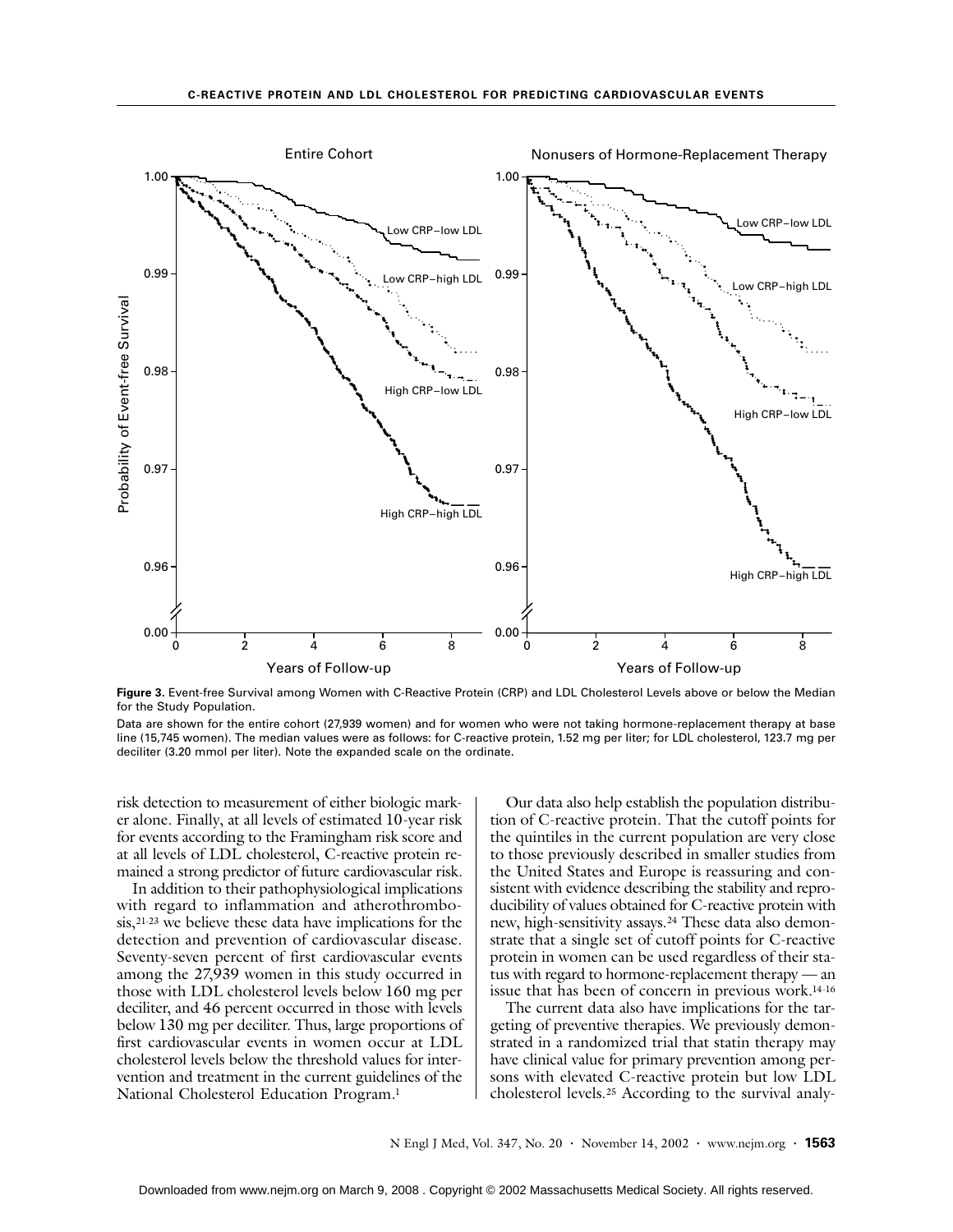**Figure 3.** Event-free Survival among Women with C-Reactive Protein (CRP) and LDL Cholesterol Levels above or below the Median for the Study Population.

Data are shown for the entire cohort (27,939 women) and for women who were not taking hormone-replacement therapy at base line (15,745 women). The median values were as follows: for C-reactive protein, 1.52 mg per liter; for LDL cholesterol, 123.7 mg per deciliter (3.20 mmol per liter). Note the expanded scale on the ordinate.

risk detection to measurement of either biologic marker alone. Finally, at all levels of estimated 10-year risk for events according to the Framingham risk score and at all levels of LDL cholesterol, C-reactive protein remained a strong predictor of future cardiovascular risk.

In addition to their pathophysiological implications with regard to inflammation and atherothrombosis,[21-23] we believe these data have implications for the detection and prevention of cardiovascular disease. Seventy-seven percent of first cardiovascular events among the 27,939 women in this study occurred in those with LDL cholesterol levels below 160 mg per deciliter, and 46 percent occurred in those with levels below 130 mg per deciliter. Thus, large proportions of first cardiovascular events in women occur at LDL cholesterol levels below the threshold values for intervention and treatment in the current guidelines of the National Cholesterol Education Program.[1]

Our data also help establish the population distribution of C-reactive protein. That the cutoff points for the quintiles in the current population are very close to those previously described in smaller studies from the United States and Europe is reassuring and consistent with evidence describing the stability and reproducibility of values obtained for C-reactive protein with new, high-sensitivity assays.[24] These data also demonstrate that a single set of cutoff points for C-reactive protein in women can be used regardless of their status with regard to hormone-replacement therapy — an issue that has been of concern in previous work.[14-16]

The current data also have implications for the targeting of preventive therapies. We previously demonstrated in a randomized trial that statin therapy may have clinical value for primary prevention among persons with elevated C-reactive protein but low LDL cholesterol levels.[25] According to the survival analy-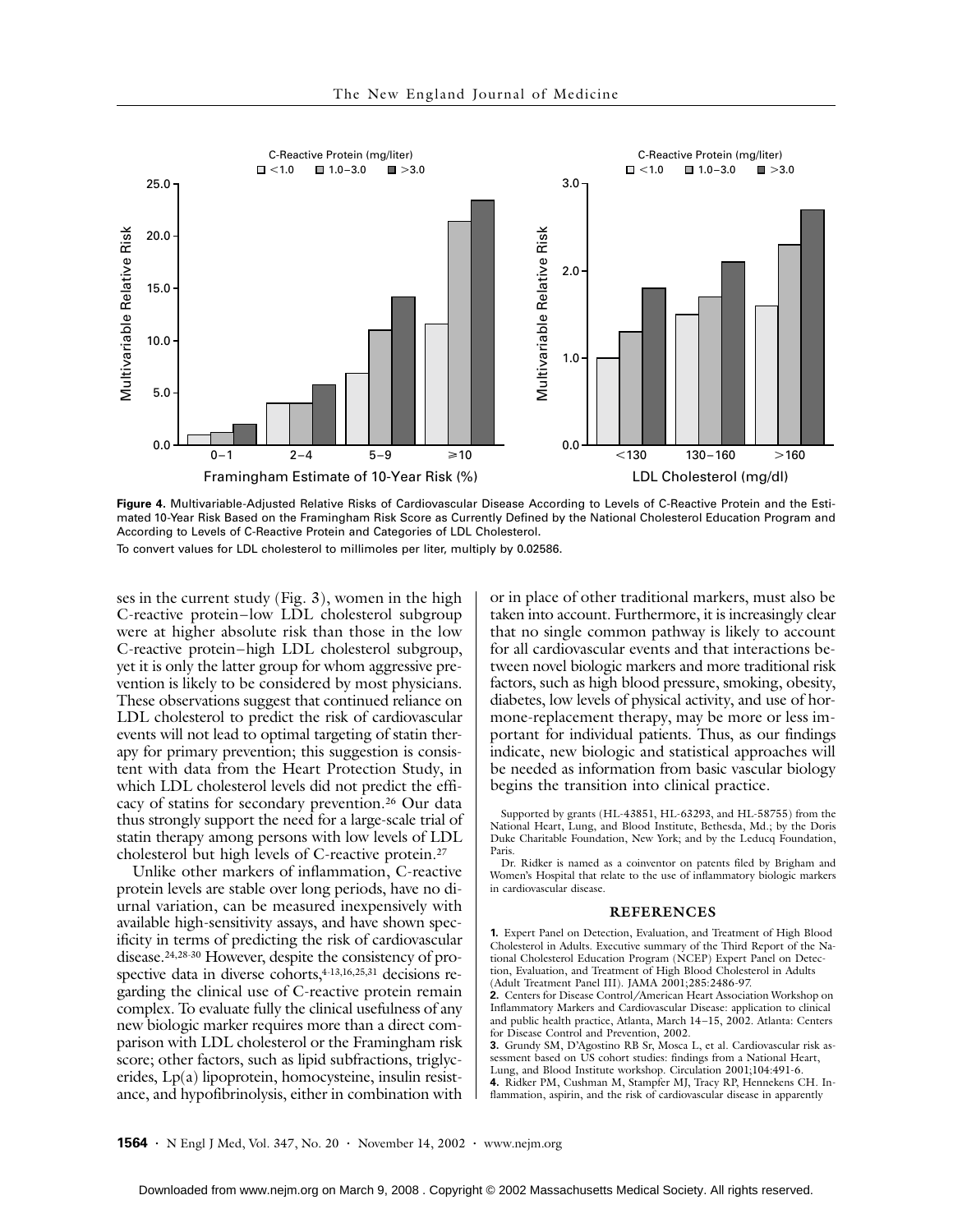**Figure 4.** Multivariable-Adjusted Relative Risks of Cardiovascular Disease According to Levels of C-Reactive Protein and the Estimated 10-Year Risk Based on the Framingham Risk Score as Currently Defined by the National Cholesterol Education Program and According to Levels of C-Reactive Protein and Categories of LDL Cholesterol.

To convert values for LDL cholesterol to millimoles per liter, multiply by 0.02586.

ses in the current study (Fig. 3), women in the high C-reactive protein–low LDL cholesterol subgroup were at higher absolute risk than those in the low C-reactive protein–high LDL cholesterol subgroup, yet it is only the latter group for whom aggressive prevention is likely to be considered by most physicians. These observations suggest that continued reliance on LDL cholesterol to predict the risk of cardiovascular events will not lead to optimal targeting of statin therapy for primary prevention; this suggestion is consistent with data from the Heart Protection Study, in which LDL cholesterol levels did not predict the efficacy of statins for secondary prevention.[26] Our data thus strongly support the need for a large-scale trial of statin therapy among persons with low levels of LDL cholesterol but high levels of C-reactive protein.[27]

Unlike other markers of inflammation, C-reactive protein levels are stable over long periods, have no diurnal variation, can be measured inexpensively with available high-sensitivity assays, and have shown specificity in terms of predicting the risk of cardiovascular disease.[24,28-30] However, despite the consistency of prospective data in diverse cohorts,[4-13,16,25,31] decisions regarding the clinical use of C-reactive protein remain complex. To evaluate fully the clinical usefulness of any new biologic marker requires more than a direct comparison with LDL cholesterol or the Framingham risk score; other factors, such as lipid subfractions, triglycerides, Lp(a) lipoprotein, homocysteine, insulin resistance, and hypofibrinolysis, either in combination with or in place of other traditional markers, must also be taken into account. Furthermore, it is increasingly clear that no single common pathway is likely to account for all cardiovascular events and that interactions between novel biologic markers and more traditional risk factors, such as high blood pressure, smoking, obesity, diabetes, low levels of physical activity, and use of hormone-replacement therapy, may be more or less important for individual patients. Thus, as our findings indicate, new biologic and statistical approaches will be needed as information from basic vascular biology begins the transition into clinical practice.

Supported by grants (HL-43851, HL-63293, and HL-58755) from the National Heart, Lung, and Blood Institute, Bethesda, Md.; by the Doris Duke Charitable Foundation, New York; and by the Leducq Foundation, Paris.

Dr. Ridker is named as a coinventor on patents filed by Brigham and Women's Hospital that relate to the use of inflammatory biologic markers in cardiovascular disease.

## REFERENCES

**1.** Expert Panel on Detection, Evaluation, and Treatment of High Blood Cholesterol in Adults. Executive summary of the Third Report of the National Cholesterol Education Program (NCEP) Expert Panel on Detection, Evaluation, and Treatment of High Blood Cholesterol in Adults (Adult Treatment Panel III). JAMA 2001;285:2486-97.

**2.** Centers for Disease Control/American Heart Association Workshop on Inflammatory Markers and Cardiovascular Disease: application to clinical and public health practice, Atlanta, March 14–15, 2002. Atlanta: Centers for Disease Control and Prevention, 2002.

**3.** Grundy SM, D'Agostino RB Sr, Mosca L, et al. Cardiovascular risk assessment based on US cohort studies: findings from a National Heart, Lung, and Blood Institute workshop. Circulation 2001;104:491-6.

**4.** Ridker PM, Cushman M, Stampfer MJ, Tracy RP, Hennekens CH. Inflammation, aspirin, and the risk of cardiovascular disease in apparently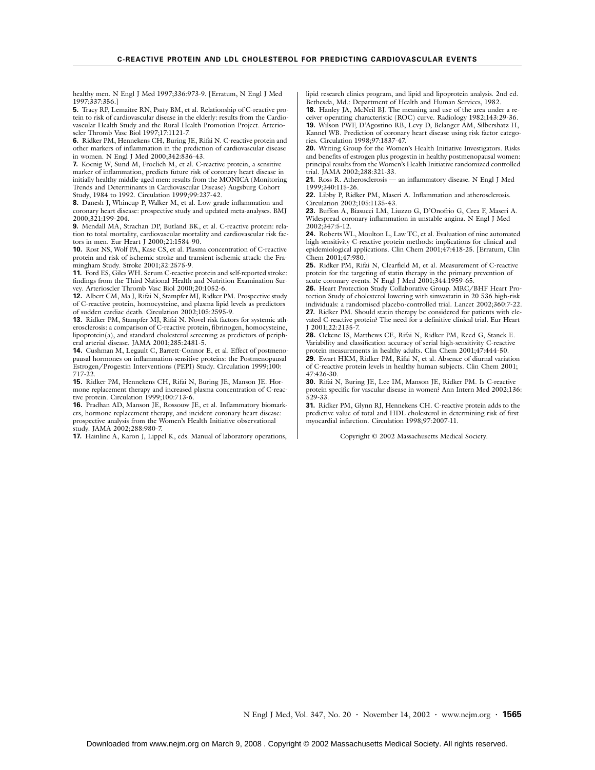healthy men. N Engl J Med 1997;336:973-9. [Erratum, N Engl J Med 1997;337:356.]

**5.** Tracy RP, Lemaitre RN, Psaty BM, et al. Relationship of C-reactive protein to risk of cardiovascular disease in the elderly: results from the Cardiovascular Health Study and the Rural Health Promotion Project. Arterioscler Thromb Vasc Biol 1997;17:1121-7.

**6.** Ridker PM, Hennekens CH, Buring JE, Rifai N. C-reactive protein and other markers of inflammation in the prediction of cardiovascular disease in women. N Engl J Med 2000;342:836-43.

**7.** Koenig W, Sund M, Froelich M, et al. C-reactive protein, a sensitive marker of inflammation, predicts future risk of coronary heart disease in initially healthy middle-aged men: results from the MONICA (Monitoring Trends and Determinants in Cardiovascular Disease) Augsburg Cohort Study, 1984 to 1992. Circulation 1999;99:237-42.

**8.** Danesh J, Whincup P, Walker M, et al. Low grade inflammation and coronary heart disease: prospective study and updated meta-analyses. BMJ 2000;321:199-204.

**9.** Mendall MA, Strachan DP, Butland BK, et al. C-reactive protein: relation to total mortality, cardiovascular mortality and cardiovascular risk factors in men. Eur Heart J 2000;21:1584-90.

**10.** Rost NS, Wolf PA, Kase CS, et al. Plasma concentration of C-reactive protein and risk of ischemic stroke and transient ischemic attack: the Framingham Study. Stroke 2001;32:2575-9.

**11.** Ford ES, Giles WH. Serum C-reactive protein and self-reported stroke: findings from the Third National Health and Nutrition Examination Survey. Arterioscler Thromb Vasc Biol 2000;20:1052-6.

**12.** Albert CM, Ma J, Rifai N, Stampfer MJ, Ridker PM. Prospective study of C-reactive protein, homocysteine, and plasma lipid levels as predictors of sudden cardiac death. Circulation 2002;105:2595-9.

**13.** Ridker PM, Stampfer MJ, Rifai N. Novel risk factors for systemic atherosclerosis: a comparison of C-reactive protein, fibrinogen, homocysteine, lipoprotein(a), and standard cholesterol screening as predictors of peripheral arterial disease. JAMA 2001;285:2481-5.

**14.** Cushman M, Legault C, Barrett-Connor E, et al. Effect of postmenopausal hormones on inflammation-sensitive proteins: the Postmenopausal Estrogen/Progestin Interventions (PEPI) Study. Circulation 1999;100:717-22.

**15.** Ridker PM, Hennekens CH, Rifai N, Buring JE, Manson JE. Hormone replacement therapy and increased plasma concentration of C-reactive protein. Circulation 1999;100:713-6.

**16.** Pradhan AD, Manson JE, Rossouw JE, et al. Inflammatory biomarkers, hormone replacement therapy, and incident coronary heart disease: prospective analysis from the Women's Health Initiative observational study. JAMA 2002;288:980-7.

**17.** Hainline A, Karon J, Lippel K, eds. Manual of laboratory operations, lipid research clinics program, and lipid and lipoprotein analysis. 2nd ed. Bethesda, Md.: Department of Health and Human Services, 1982.

**18.** Hanley JA, McNeil BJ. The meaning and use of the area under a receiver operating characteristic (ROC) curve. Radiology 1982;143:29-36.

**19.** Wilson PWF, D'Agostino RB, Levy D, Belanger AM, Silbershatz H, Kannel WB. Prediction of coronary heart disease using risk factor categories. Circulation 1998;97:1837-47.

**20.** Writing Group for the Women's Health Initiative Investigators. Risks and benefits of estrogen plus progestin in healthy postmenopausal women: principal results from the Women's Health Initiative randomized controlled trial. JAMA 2002;288:321-33.

**21.** Ross R. Atherosclerosis — an inflammatory disease. N Engl J Med 1999;340:115-26.

**22.** Libby P, Ridker PM, Maseri A. Inflammation and atherosclerosis. Circulation 2002;105:1135-43.

**23.** Buffon A, Biasucci LM, Liuzzo G, D'Onofrio G, Crea F, Maseri A. Widespread coronary inflammation in unstable angina. N Engl J Med 2002;347:5-12.

**24.** Roberts WL, Moulton L, Law TC, et al. Evaluation of nine automated high-sensitivity C-reactive protein methods: implications for clinical and epidemiological applications. Clin Chem 2001;47:418-25. [Erratum, Clin Chem 2001;47:980.]

**25.** Ridker PM, Rifai N, Clearfield M, et al. Measurement of C-reactive protein for the targeting of statin therapy in the primary prevention of acute coronary events. N Engl J Med 2001;344:1959-65.

**26.** Heart Protection Study Collaborative Group. MRC/BHF Heart Protection Study of cholesterol lowering with simvastatin in 20 536 high-risk individuals: a randomised placebo-controlled trial. Lancet 2002;360:7-22.

**27.** Ridker PM. Should statin therapy be considered for patients with elevated C-reactive protein? The need for a definitive clinical trial. Eur Heart J 2001;22:2135-7.

**28.** Ockene IS, Matthews CE, Rifai N, Ridker PM, Reed G, Stanek E. Variability and classification accuracy of serial high-sensitivity C-reactive protein measurements in healthy adults. Clin Chem 2001;47:444-50.

**29.** Ewart HKM, Ridker PM, Rifai N, et al. Absence of diurnal variation of C-reactive protein levels in healthy human subjects. Clin Chem 2001;47:426-30.

**30.** Rifai N, Buring JE, Lee IM, Manson JE, Ridker PM. Is C-reactive protein specific for vascular disease in women? Ann Intern Med 2002;136:529-33.

**31.** Ridker PM, Glynn RJ, Hennekens CH. C-reactive protein adds to the predictive value of total and HDL cholesterol in determining risk of first myocardial infarction. Circulation 1998;97:2007-11.

Copyright © 2002 Massachusetts Medical Society.